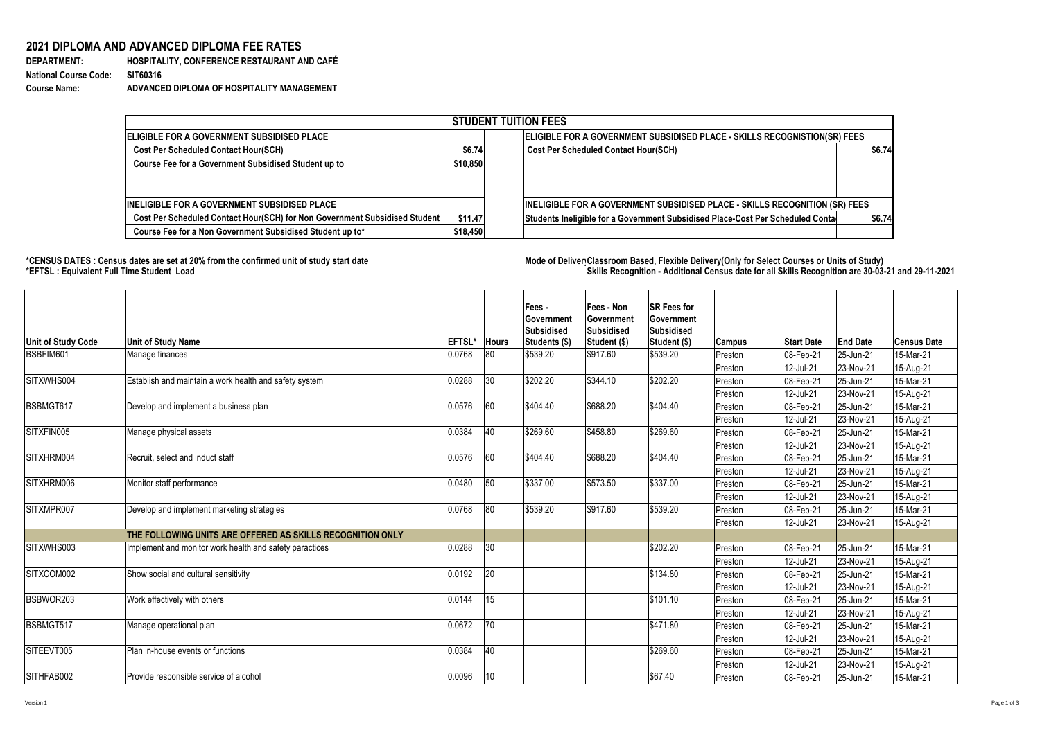# 2021 DIPLOMA AND ADVANCED DIPLOMA FEE RATES

**DEPARTMENT:** HOSPITALITY, CONFERENCE RESTAURANT AND CAFÉ
**National Course Code:** SIT60316
**Course Name:** ADVANCED DIPLOMA OF HOSPITALITY MANAGEMENT

| STUDENT TUITION FEES | | | |
|---|---|---|---|
| **ELIGIBLE FOR A GOVERNMENT SUBSIDISED PLACE** | | **ELIGIBLE FOR A GOVERNMENT SUBSIDISED PLACE - SKILLS RECOGNISTION(SR) FEES** | |
| Cost Per Scheduled Contact Hour(SCH) | $6.74 | Cost Per Scheduled Contact Hour(SCH) | $6.74 |
| Course Fee for a Government Subsidised Student up to | $10,850 | | |
| | | | |
| | | | |
| **INELIGIBLE FOR A GOVERNMENT SUBSIDISED PLACE** | | **INELIGIBLE FOR A GOVERNMENT SUBSIDISED PLACE - SKILLS RECOGNITION (SR) FEES** | |
| Cost Per Scheduled Contact Hour(SCH) for Non Government Subsidised Student | $11.47 | Students Ineligible for a Government Subsidised Place-Cost Per Scheduled Conta | $6.74 |
| Course Fee for a Non Government Subsidised Student up to* | $18,450 | | |

**\*CENSUS DATES : Census dates are set at 20% from the confirmed unit of study start date**
**\*EFTSL : Equivalent Full Time Student Load**

**Mode of Deliver Classroom Based, Flexible Delivery(Only for Select Courses or Units of Study)**
**Skills Recognition - Additional Census date for all Skills Recognition are 30-03-21 and 29-11-2021**

| Unit of Study Code | Unit of Study Name | EFTSL* | Hours | Fees - Government Subsidised Students ($) | Fees - Non Government Subsidised Student ($) | SR Fees for Government Subsidised Student ($) | Campus | Start Date | End Date | Census Date |
|---|---|---|---|---|---|---|---|---|---|---|
| BSBFIM601 | Manage finances | 0.0768 | 80 | $539.20 | $917.60 | $539.20 | Preston | 08-Feb-21 | 25-Jun-21 | 15-Mar-21 |
| | | | | | | | Preston | 12-Jul-21 | 23-Nov-21 | 15-Aug-21 |
| SITXWHS004 | Establish and maintain a work health and safety system | 0.0288 | 30 | $202.20 | $344.10 | $202.20 | Preston | 08-Feb-21 | 25-Jun-21 | 15-Mar-21 |
| | | | | | | | Preston | 12-Jul-21 | 23-Nov-21 | 15-Aug-21 |
| BSBMGT617 | Develop and implement a business plan | 0.0576 | 60 | $404.40 | $688.20 | $404.40 | Preston | 08-Feb-21 | 25-Jun-21 | 15-Mar-21 |
| | | | | | | | Preston | 12-Jul-21 | 23-Nov-21 | 15-Aug-21 |
| SITXFIN005 | Manage physical assets | 0.0384 | 40 | $269.60 | $458.80 | $269.60 | Preston | 08-Feb-21 | 25-Jun-21 | 15-Mar-21 |
| | | | | | | | Preston | 12-Jul-21 | 23-Nov-21 | 15-Aug-21 |
| SITXHRM004 | Recruit, select and induct staff | 0.0576 | 60 | $404.40 | $688.20 | $404.40 | Preston | 08-Feb-21 | 25-Jun-21 | 15-Mar-21 |
| | | | | | | | Preston | 12-Jul-21 | 23-Nov-21 | 15-Aug-21 |
| SITXHRM006 | Monitor staff performance | 0.0480 | 50 | $337.00 | $573.50 | $337.00 | Preston | 08-Feb-21 | 25-Jun-21 | 15-Mar-21 |
| | | | | | | | Preston | 12-Jul-21 | 23-Nov-21 | 15-Aug-21 |
| SITXMPR007 | Develop and implement marketing strategies | 0.0768 | 80 | $539.20 | $917.60 | $539.20 | Preston | 08-Feb-21 | 25-Jun-21 | 15-Mar-21 |
| | | | | | | | Preston | 12-Jul-21 | 23-Nov-21 | 15-Aug-21 |
| | **THE FOLLOWING UNITS ARE OFFERED AS SKILLS RECOGNITION ONLY** | | | | | | | | | |
| SITXWHS003 | Implement and monitor work health and safety paractices | 0.0288 | 30 | | | $202.20 | Preston | 08-Feb-21 | 25-Jun-21 | 15-Mar-21 |
| | | | | | | | Preston | 12-Jul-21 | 23-Nov-21 | 15-Aug-21 |
| SITXCOM002 | Show social and cultural sensitivity | 0.0192 | 20 | | | $134.80 | Preston | 08-Feb-21 | 25-Jun-21 | 15-Mar-21 |
| | | | | | | | Preston | 12-Jul-21 | 23-Nov-21 | 15-Aug-21 |
| BSBWOR203 | Work effectively with others | 0.0144 | 15 | | | $101.10 | Preston | 08-Feb-21 | 25-Jun-21 | 15-Mar-21 |
| | | | | | | | Preston | 12-Jul-21 | 23-Nov-21 | 15-Aug-21 |
| BSBMGT517 | Manage operational plan | 0.0672 | 70 | | | $471.80 | Preston | 08-Feb-21 | 25-Jun-21 | 15-Mar-21 |
| | | | | | | | Preston | 12-Jul-21 | 23-Nov-21 | 15-Aug-21 |
| SITEEVT005 | Plan in-house events or functions | 0.0384 | 40 | | | $269.60 | Preston | 08-Feb-21 | 25-Jun-21 | 15-Mar-21 |
| | | | | | | | Preston | 12-Jul-21 | 23-Nov-21 | 15-Aug-21 |
| SITHFAB002 | Provide responsible service of alcohol | 0.0096 | 10 | | | $67.40 | Preston | 08-Feb-21 | 25-Jun-21 | 15-Mar-21 |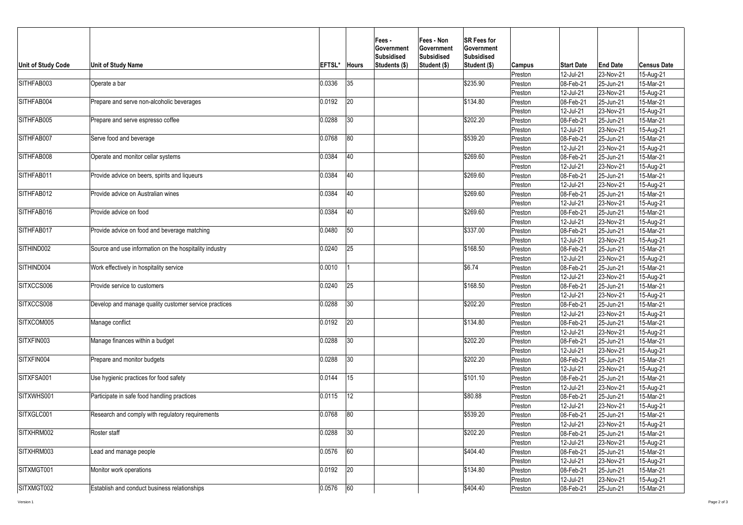| Unit of Study Code | Unit of Study Name | EFTSL* | Hours | Fees - Government Subsidised Students ($) | Fees - Non Government Subsidised Student ($) | SR Fees for Government Subsidised Student ($) | Campus | Start Date | End Date | Census Date |
|---|---|---|---|---|---|---|---|---|---|---|
| | | | | | | | Preston | 12-Jul-21 | 23-Nov-21 | 15-Aug-21 |
| SITHFAB003 | Operate a bar | 0.0336 | 35 | | | $235.90 | Preston | 08-Feb-21 | 25-Jun-21 | 15-Mar-21 |
| | | | | | | | Preston | 12-Jul-21 | 23-Nov-21 | 15-Aug-21 |
| SITHFAB004 | Prepare and serve non-alcoholic beverages | 0.0192 | 20 | | | $134.80 | Preston | 08-Feb-21 | 25-Jun-21 | 15-Mar-21 |
| | | | | | | | Preston | 12-Jul-21 | 23-Nov-21 | 15-Aug-21 |
| SITHFAB005 | Prepare and serve espresso coffee | 0.0288 | 30 | | | $202.20 | Preston | 08-Feb-21 | 25-Jun-21 | 15-Mar-21 |
| | | | | | | | Preston | 12-Jul-21 | 23-Nov-21 | 15-Aug-21 |
| SITHFAB007 | Serve food and beverage | 0.0768 | 80 | | | $539.20 | Preston | 08-Feb-21 | 25-Jun-21 | 15-Mar-21 |
| | | | | | | | Preston | 12-Jul-21 | 23-Nov-21 | 15-Aug-21 |
| SITHFAB008 | Operate and monitor cellar systems | 0.0384 | 40 | | | $269.60 | Preston | 08-Feb-21 | 25-Jun-21 | 15-Mar-21 |
| | | | | | | | Preston | 12-Jul-21 | 23-Nov-21 | 15-Aug-21 |
| SITHFAB011 | Provide advice on beers, spirits and liqueurs | 0.0384 | 40 | | | $269.60 | Preston | 08-Feb-21 | 25-Jun-21 | 15-Mar-21 |
| | | | | | | | Preston | 12-Jul-21 | 23-Nov-21 | 15-Aug-21 |
| SITHFAB012 | Provide advice on Australian wines | 0.0384 | 40 | | | $269.60 | Preston | 08-Feb-21 | 25-Jun-21 | 15-Mar-21 |
| | | | | | | | Preston | 12-Jul-21 | 23-Nov-21 | 15-Aug-21 |
| SITHFAB016 | Provide advice on food | 0.0384 | 40 | | | $269.60 | Preston | 08-Feb-21 | 25-Jun-21 | 15-Mar-21 |
| | | | | | | | Preston | 12-Jul-21 | 23-Nov-21 | 15-Aug-21 |
| SITHFAB017 | Provide advice on food and beverage matching | 0.0480 | 50 | | | $337.00 | Preston | 08-Feb-21 | 25-Jun-21 | 15-Mar-21 |
| | | | | | | | Preston | 12-Jul-21 | 23-Nov-21 | 15-Aug-21 |
| SITHIND002 | Source and use information on the hospitality industry | 0.0240 | 25 | | | $168.50 | Preston | 08-Feb-21 | 25-Jun-21 | 15-Mar-21 |
| | | | | | | | Preston | 12-Jul-21 | 23-Nov-21 | 15-Aug-21 |
| SITHIND004 | Work effectively in hospitality service | 0.0010 | 1 | | | $6.74 | Preston | 08-Feb-21 | 25-Jun-21 | 15-Mar-21 |
| | | | | | | | Preston | 12-Jul-21 | 23-Nov-21 | 15-Aug-21 |
| SITXCCS006 | Provide service to customers | 0.0240 | 25 | | | $168.50 | Preston | 08-Feb-21 | 25-Jun-21 | 15-Mar-21 |
| | | | | | | | Preston | 12-Jul-21 | 23-Nov-21 | 15-Aug-21 |
| SITXCCS008 | Develop and manage quality customer service practices | 0.0288 | 30 | | | $202.20 | Preston | 08-Feb-21 | 25-Jun-21 | 15-Mar-21 |
| | | | | | | | Preston | 12-Jul-21 | 23-Nov-21 | 15-Aug-21 |
| SITXCOM005 | Manage conflict | 0.0192 | 20 | | | $134.80 | Preston | 08-Feb-21 | 25-Jun-21 | 15-Mar-21 |
| | | | | | | | Preston | 12-Jul-21 | 23-Nov-21 | 15-Aug-21 |
| SITXFIN003 | Manage finances within a budget | 0.0288 | 30 | | | $202.20 | Preston | 08-Feb-21 | 25-Jun-21 | 15-Mar-21 |
| | | | | | | | Preston | 12-Jul-21 | 23-Nov-21 | 15-Aug-21 |
| SITXFIN004 | Prepare and monitor budgets | 0.0288 | 30 | | | $202.20 | Preston | 08-Feb-21 | 25-Jun-21 | 15-Mar-21 |
| | | | | | | | Preston | 12-Jul-21 | 23-Nov-21 | 15-Aug-21 |
| SITXFSA001 | Use hygienic practices for food safety | 0.0144 | 15 | | | $101.10 | Preston | 08-Feb-21 | 25-Jun-21 | 15-Mar-21 |
| | | | | | | | Preston | 12-Jul-21 | 23-Nov-21 | 15-Aug-21 |
| SITXWHS001 | Participate in safe food handling practices | 0.0115 | 12 | | | $80.88 | Preston | 08-Feb-21 | 25-Jun-21 | 15-Mar-21 |
| | | | | | | | Preston | 12-Jul-21 | 23-Nov-21 | 15-Aug-21 |
| SITXGLC001 | Research and comply with regulatory requirements | 0.0768 | 80 | | | $539.20 | Preston | 08-Feb-21 | 25-Jun-21 | 15-Mar-21 |
| | | | | | | | Preston | 12-Jul-21 | 23-Nov-21 | 15-Aug-21 |
| SITXHRM002 | Roster staff | 0.0288 | 30 | | | $202.20 | Preston | 08-Feb-21 | 25-Jun-21 | 15-Mar-21 |
| | | | | | | | Preston | 12-Jul-21 | 23-Nov-21 | 15-Aug-21 |
| SITXHRM003 | Lead and manage people | 0.0576 | 60 | | | $404.40 | Preston | 08-Feb-21 | 25-Jun-21 | 15-Mar-21 |
| | | | | | | | Preston | 12-Jul-21 | 23-Nov-21 | 15-Aug-21 |
| SITXMGT001 | Monitor work operations | 0.0192 | 20 | | | $134.80 | Preston | 08-Feb-21 | 25-Jun-21 | 15-Mar-21 |
| | | | | | | | Preston | 12-Jul-21 | 23-Nov-21 | 15-Aug-21 |
| SITXMGT002 | Establish and conduct business relationships | 0.0576 | 60 | | | $404.40 | Preston | 08-Feb-21 | 25-Jun-21 | 15-Mar-21 |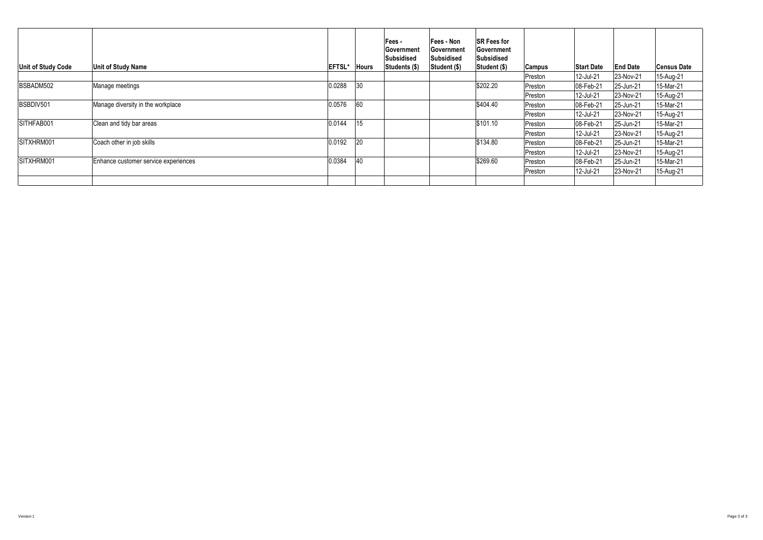| Unit of Study Code | Unit of Study Name | EFTSL* | Hours | Fees - Government Subsidised Students ($) | Fees - Non Government Subsidised Student ($) | SR Fees for Government Subsidised Student ($) | Campus | Start Date | End Date | Census Date |
|---|---|---|---|---|---|---|---|---|---|---|
| | | | | | | | Preston | 12-Jul-21 | 23-Nov-21 | 15-Aug-21 |
| BSBADM502 | Manage meetings | 0.0288 | 30 | | | $202.20 | Preston | 08-Feb-21 | 25-Jun-21 | 15-Mar-21 |
| | | | | | | | Preston | 12-Jul-21 | 23-Nov-21 | 15-Aug-21 |
| BSBDIV501 | Manage diversity in the workplace | 0.0576 | 60 | | | $404.40 | Preston | 08-Feb-21 | 25-Jun-21 | 15-Mar-21 |
| | | | | | | | Preston | 12-Jul-21 | 23-Nov-21 | 15-Aug-21 |
| SITHFAB001 | Clean and tidy bar areas | 0.0144 | 15 | | | $101.10 | Preston | 08-Feb-21 | 25-Jun-21 | 15-Mar-21 |
| | | | | | | | Preston | 12-Jul-21 | 23-Nov-21 | 15-Aug-21 |
| SITXHRM001 | Coach other in job skills | 0.0192 | 20 | | | $134.80 | Preston | 08-Feb-21 | 25-Jun-21 | 15-Mar-21 |
| | | | | | | | Preston | 12-Jul-21 | 23-Nov-21 | 15-Aug-21 |
| SITXHRM001 | Enhance customer service experiences | 0.0384 | 40 | | | $269.60 | Preston | 08-Feb-21 | 25-Jun-21 | 15-Mar-21 |
| | | | | | | | Preston | 12-Jul-21 | 23-Nov-21 | 15-Aug-21 |
| | | | | | | | | | | |

Version 1